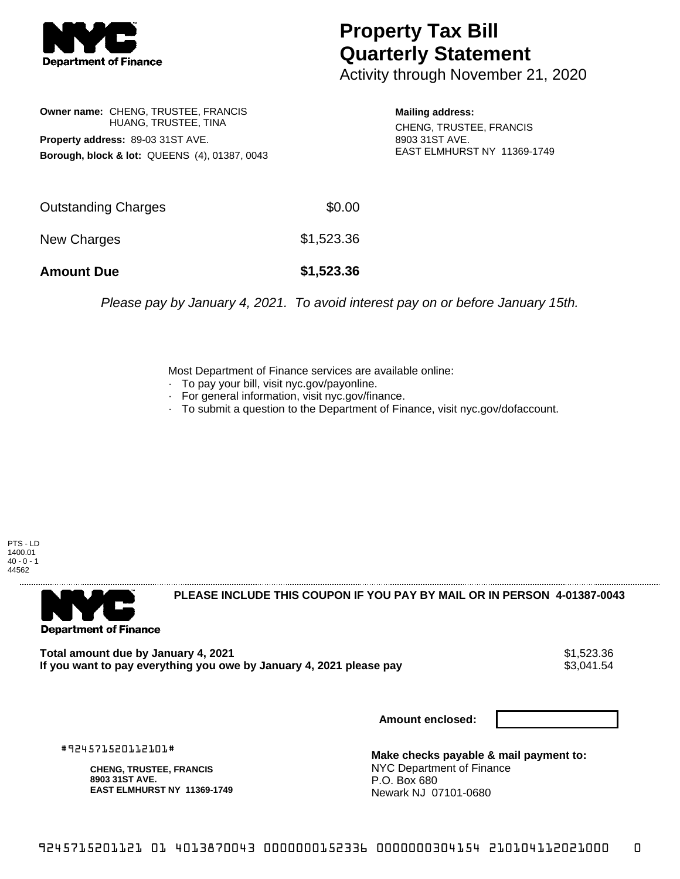NYC Department of Finance

# Property Tax Bill Quarterly Statement

Activity through November 21, 2020

**Owner name:** CHENG, TRUSTEE, FRANCIS
HUANG, TRUSTEE, TINA

**Property address:** 89-03 31ST AVE.

**Borough, block & lot:** QUEENS (4), 01387, 0043

**Mailing address:**
CHENG, TRUSTEE, FRANCIS
8903 31ST AVE.
EAST ELMHURST NY 11369-1749

| | |
|---|---|
| Outstanding Charges | $0.00 |
| New Charges | $1,523.36 |
| **Amount Due** | **$1,523.36** |

*Please pay by January 4, 2021. To avoid interest pay on or before January 15th.*

Most Department of Finance services are available online:

- To pay your bill, visit nyc.gov/payonline.
- For general information, visit nyc.gov/finance.
- To submit a question to the Department of Finance, visit nyc.gov/dofaccount.

PTS - LD
1400.01
40 - 0 - 1
44562

---

NYC Department of Finance

**PLEASE INCLUDE THIS COUPON IF YOU PAY BY MAIL OR IN PERSON 4-01387-0043**

| | |
|---|---|
| **Total amount due by January 4, 2021** | $1,523.36 |
| **If you want to pay everything you owe by January 4, 2021 please pay** | $3,041.54 |

**Amount enclosed:**

#924571520112101#

**CHENG, TRUSTEE, FRANCIS**
**8903 31ST AVE.**
**EAST ELMHURST NY 11369-1749**

**Make checks payable & mail payment to:**
NYC Department of Finance
P.O. Box 680
Newark NJ 07101-0680

9245715201121 01 4013870043 0000000152336 0000000304154 210104112021000 0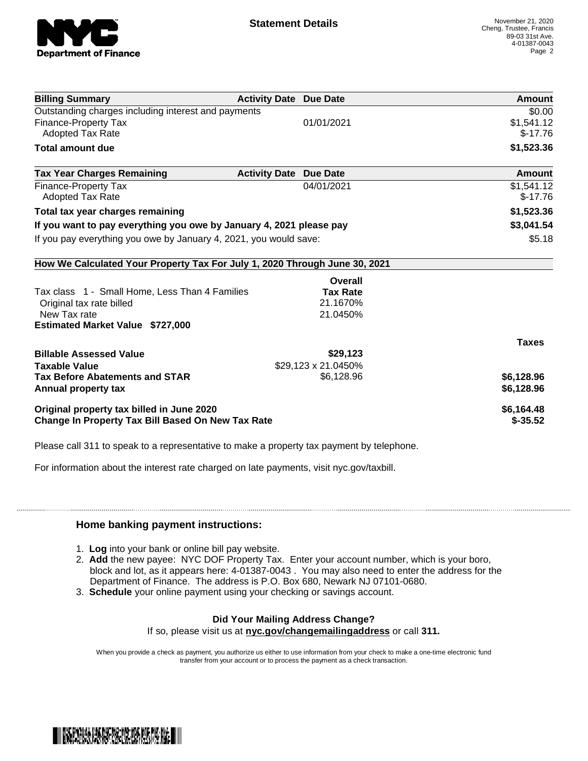**Statement Details**

November 21, 2020
Cheng, Trustee, Francis
89-03 31st Ave.
4-01387-0043

| Billing Summary | Activity Date | Due Date | Amount |
|---|---|---|---|
| Outstanding charges including interest and payments | | | $0.00 |
| Finance-Property Tax | | 01/01/2021 | $1,541.12 |
| Adopted Tax Rate | | | $-17.76 |
| **Total amount due** | | | **$1,523.36** |

| Tax Year Charges Remaining | Activity Date | Due Date | Amount |
|---|---|---|---|
| Finance-Property Tax | | 04/01/2021 | $1,541.12 |
| Adopted Tax Rate | | | $-17.76 |
| **Total tax year charges remaining** | | | **$1,523.36** |
| **If you want to pay everything you owe by January 4, 2021 please pay** | | | **$3,041.54** |
| If you pay everything you owe by January 4, 2021, you would save: | | | $5.18 |

**How We Calculated Your Property Tax For July 1, 2020 Through June 30, 2021**

| | Overall Tax Rate | |
|---|---|---|
| Tax class 1 - Small Home, Less Than 4 Families | | |
| Original tax rate billed | 21.1670% | |
| New Tax rate | 21.0450% | |
| **Estimated Market Value $727,000** | | |

| | | Taxes |
|---|---|---|
| **Billable Assessed Value** | **$29,123** | |
| **Taxable Value** | $29,123 x 21.0450% | |
| **Tax Before Abatements and STAR** | $6,128.96 | **$6,128.96** |
| **Annual property tax** | | **$6,128.96** |
| **Original property tax billed in June 2020** | | **$6,164.48** |
| **Change In Property Tax Bill Based On New Tax Rate** | | **$-35.52** |

Please call 311 to speak to a representative to make a property tax payment by telephone.

For information about the interest rate charged on late payments, visit nyc.gov/taxbill.

## Home banking payment instructions:

1. **Log** into your bank or online bill pay website.
2. **Add** the new payee: NYC DOF Property Tax. Enter your account number, which is your boro, block and lot, as it appears here: 4-01387-0043 . You may also need to enter the address for the Department of Finance. The address is P.O. Box 680, Newark NJ 07101-0680.
3. **Schedule** your online payment using your checking or savings account.

**Did Your Mailing Address Change?**
If so, please visit us at **nyc.gov/changemailingaddress** or call **311.**

When you provide a check as payment, you authorize us either to use information from your check to make a one-time electronic fund transfer from your account or to process the payment as a check transaction.